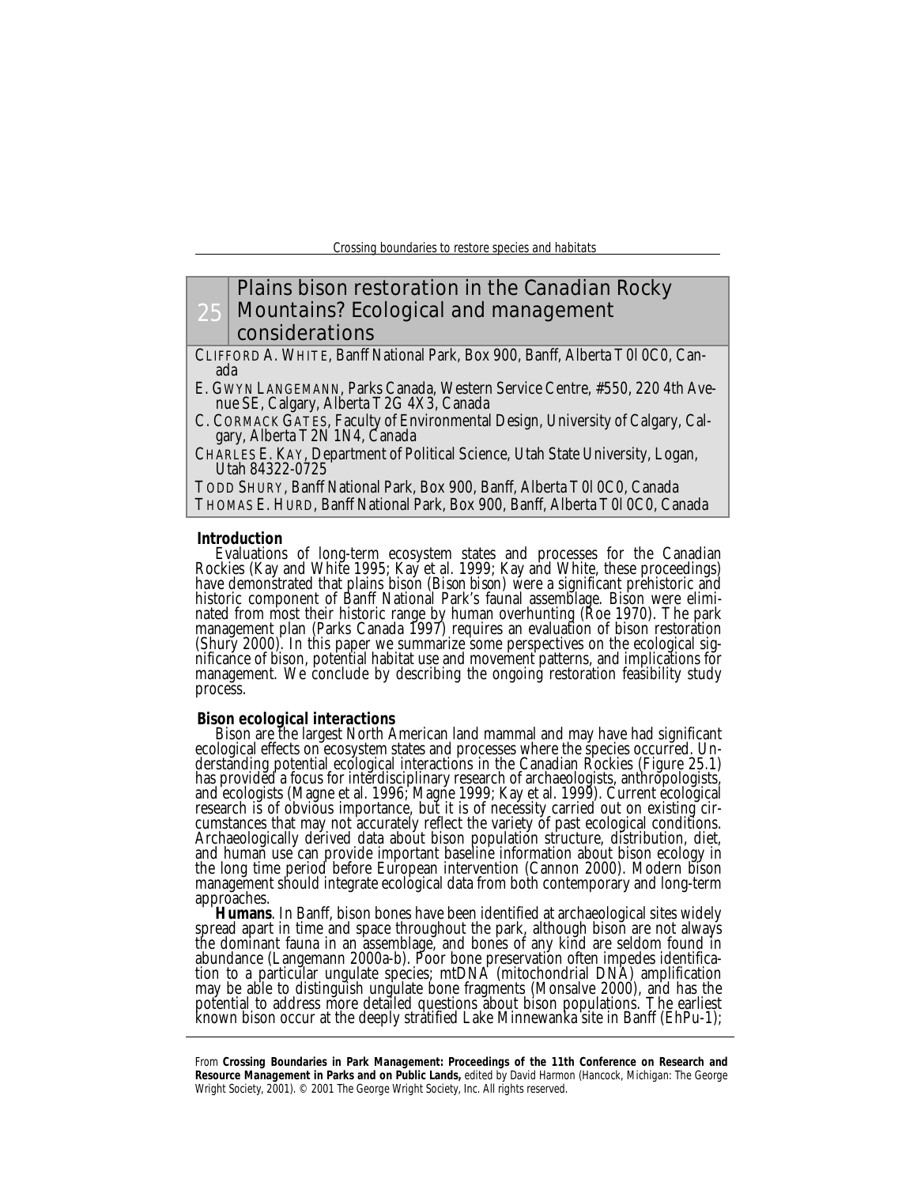# 25 Plains bison restoration in the Canadian Rocky Mountains? Ecological and management considerations

CLIFFORD A. WHITE, Banff National Park, Box 900, Banff, Alberta T0l 0C0, Canada

E. GWYN LANGEMANN, Parks Canada, Western Service Centre, #550, 220 4th Avenue SE, Calgary, Alberta T2G 4X3, Canada

C. CORMACK GATES, Faculty of Environmental Design, University of Calgary, Calgary, Alberta T2N 1N4, Canada

CHARLES E. KAY, Department of Political Science, Utah State University, Logan, Utah 84322-0725

TODD SHURY, Banff National Park, Box 900, Banff, Alberta T0l 0C0, Canada

THOMAS E. HURD, Banff National Park, Box 900, Banff, Alberta T0l 0C0, Canada

## Introduction

Evaluations of long-term ecosystem states and processes for the Canadian Rockies (Kay and White 1995; Kay et al. 1999; Kay and White, these proceedings) have demonstrated that plains bison (*Bison bison*) were a significant prehistoric and historic component of Banff National Park's faunal assemblage. Bison were eliminated from most their historic range by human overhunting (Roe 1970). The park management plan (Parks Canada 1997) requires an evaluation of bison restoration (Shury 2000). In this paper we summarize some perspectives on the ecological significance of bison, potential habitat use and movement patterns, and implications for management. We conclude by describing the ongoing restoration feasibility study process.

## Bison ecological interactions

Bison are the largest North American land mammal and may have had significant ecological effects on ecosystem states and processes where the species occurred. Understanding potential ecological interactions in the Canadian Rockies (Figure 25.1) has provided a focus for interdisciplinary research of archaeologists, anthropologists, and ecologists (Magne et al. 1996; Magne 1999; Kay et al. 1999). Current ecological research is of obvious importance, but it is of necessity carried out on existing circumstances that may not accurately reflect the variety of past ecological conditions. Archaeologically derived data about bison population structure, distribution, diet, and human use can provide important baseline information about bison ecology in the long time period before European intervention (Cannon 2000). Modern bison management should integrate ecological data from both contemporary and long-term approaches.

**Humans**. In Banff, bison bones have been identified at archaeological sites widely spread apart in time and space throughout the park, although bison are not always the dominant fauna in an assemblage, and bones of any kind are seldom found in abundance (Langemann 2000a-b). Poor bone preservation often impedes identification to a particular ungulate species; mtDNA (mitochondrial DNA) amplification may be able to distinguish ungulate bone fragments (Monsalve 2000), and has the potential to address more detailed questions about bison populations. The earliest known bison occur at the deeply stratified Lake Minnewanka site in Banff (EhPu-1);

From **Crossing Boundaries in Park Management: Proceedings of the 11th Conference on Research and Resource Management in Parks and on Public Lands,** edited by David Harmon (Hancock, Michigan: The George Wright Society, 2001). © 2001 The George Wright Society, Inc. All rights reserved.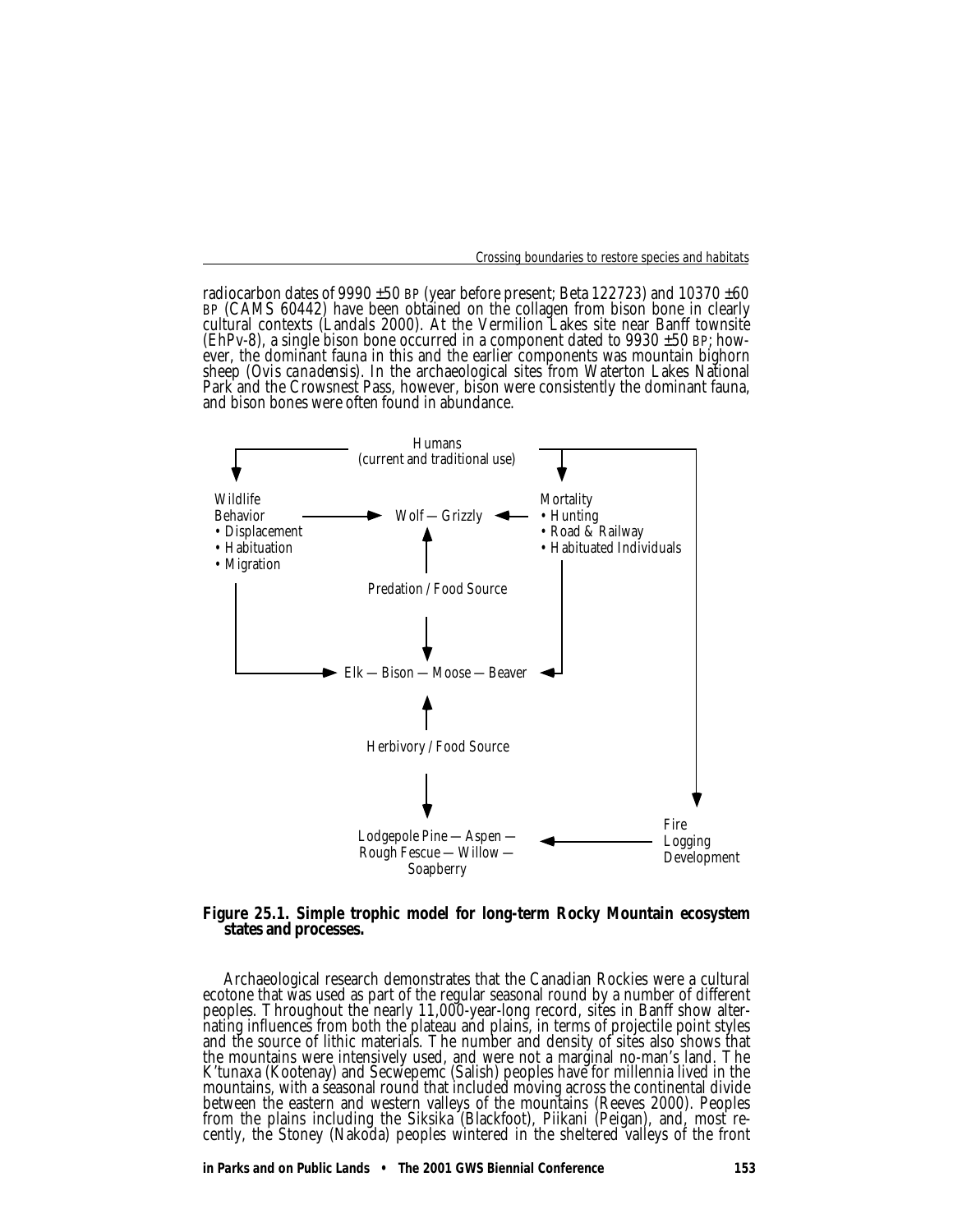radiocarbon dates of 9990 ±50 BP (year before present; Beta 122723) and 10370 ±60 BP (CAMS 60442) have been obtained on the collagen from bison bone in clearly cultural contexts (Landals 2000). At the Vermilion Lakes site near Banff townsite (EhPv-8), a single bison bone occurred in a component dated to 9930 ±50 BP; however, the dominant fauna in this and the earlier components was mountain bighorn sheep (*Ovis canadensis*). In the archaeological sites from Waterton Lakes National Park and the Crowsnest Pass, however, bison were consistently the dominant fauna, and bison bones were often found in abundance.

Humans
(current and traditional use)

Wildlife Behavior
- Displacement
- Habituation
- Migration

Wolf — Grizzly

Mortality
- Hunting
- Road & Railway
- Habituated Individuals

Predation / Food Source

Elk — Bison — Moose — Beaver

Herbivory / Food Source

Lodgepole Pine — Aspen — Rough Fescue — Willow — Soapberry

Fire
Logging
Development

**Figure 25.1. Simple trophic model for long-term Rocky Mountain ecosystem states and processes.**

Archaeological research demonstrates that the Canadian Rockies were a cultural ecotone that was used as part of the regular seasonal round by a number of different peoples. Throughout the nearly 11,000-year-long record, sites in Banff show alternating influences from both the plateau and plains, in terms of projectile point styles and the source of lithic materials. The number and density of sites also shows that the mountains were intensively used, and were not a marginal no-man's land. The K'tunaxa (Kootenay) and Secwepemc (Salish) peoples have for millennia lived in the mountains, with a seasonal round that included moving across the continental divide between the eastern and western valleys of the mountains (Reeves 2000). Peoples from the plains including the Siksika (Blackfoot), Piikani (Peigan), and, most recently, the Stoney (Nakoda) peoples wintered in the sheltered valleys of the front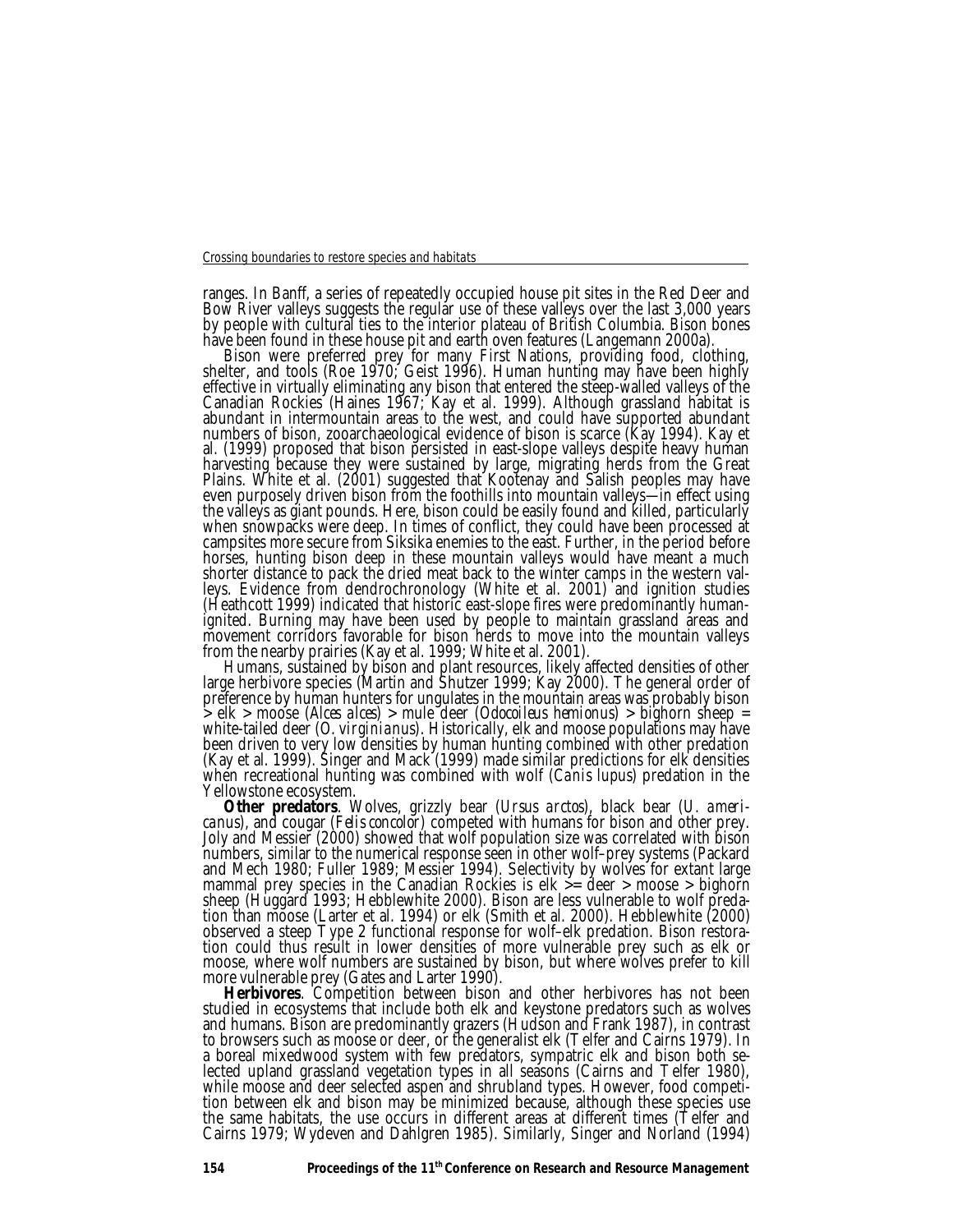ranges. In Banff, a series of repeatedly occupied house pit sites in the Red Deer and Bow River valleys suggests the regular use of these valleys over the last 3,000 years by people with cultural ties to the interior plateau of British Columbia. Bison bones have been found in these house pit and earth oven features (Langemann 2000a).

Bison were preferred prey for many First Nations, providing food, clothing, shelter, and tools (Roe 1970; Geist 1996). Human hunting may have been highly effective in virtually eliminating any bison that entered the steep-walled valleys of the Canadian Rockies (Haines 1967; Kay et al. 1999). Although grassland habitat is abundant in intermountain areas to the west, and could have supported abundant numbers of bison, zooarchaeological evidence of bison is scarce (Kay 1994). Kay et al. (1999) proposed that bison persisted in east-slope valleys despite heavy human harvesting because they were sustained by large, migrating herds from the Great Plains. White et al. (2001) suggested that Kootenay and Salish peoples may have even purposely driven bison from the foothills into mountain valleys—in effect using the valleys as giant pounds. Here, bison could be easily found and killed, particularly when snowpacks were deep. In times of conflict, they could have been processed at campsites more secure from Siksika enemies to the east. Further, in the period before horses, hunting bison deep in these mountain valleys would have meant a much shorter distance to pack the dried meat back to the winter camps in the western valleys. Evidence from dendrochronology (White et al. 2001) and ignition studies (Heathcott 1999) indicated that historic east-slope fires were predominantly human-ignited. Burning may have been used by people to maintain grassland areas and movement corridors favorable for bison herds to move into the mountain valleys from the nearby prairies (Kay et al. 1999; White et al. 2001).

Humans, sustained by bison and plant resources, likely affected densities of other large herbivore species (Martin and Shutzer 1999; Kay 2000). The general order of preference by human hunters for ungulates in the mountain areas was probably bison > elk > moose (*Alces alces*) > mule deer (*Odocoileus hemionus*) > bighorn sheep = white-tailed deer (*O. virginianus*). Historically, elk and moose populations may have been driven to very low densities by human hunting combined with other predation (Kay et al. 1999). Singer and Mack (1999) made similar predictions for elk densities when recreational hunting was combined with wolf (*Canis lupus*) predation in the Yellowstone ecosystem.

**Other predators**. Wolves, grizzly bear (*Ursus arctos*), black bear (*U. americanus*), and cougar (*Felis concolor*) competed with humans for bison and other prey. Joly and Messier (2000) showed that wolf population size was correlated with bison numbers, similar to the numerical response seen in other wolf–prey systems (Packard and Mech 1980; Fuller 1989; Messier 1994). Selectivity by wolves for extant large mammal prey species in the Canadian Rockies is elk >= deer > moose > bighorn sheep (Huggard 1993; Hebblewhite 2000). Bison are less vulnerable to wolf predation than moose (Larter et al. 1994) or elk (Smith et al. 2000). Hebblewhite (2000) observed a steep Type 2 functional response for wolf–elk predation. Bison restoration could thus result in lower densities of more vulnerable prey such as elk or moose, where wolf numbers are sustained by bison, but where wolves prefer to kill more vulnerable prey (Gates and Larter 1990).

**Herbivores**. Competition between bison and other herbivores has not been studied in ecosystems that include both elk and keystone predators such as wolves and humans. Bison are predominantly grazers (Hudson and Frank 1987), in contrast to browsers such as moose or deer, or the generalist elk (Telfer and Cairns 1979). In a boreal mixedwood system with few predators, sympatric elk and bison both selected upland grassland vegetation types in all seasons (Cairns and Telfer 1980), while moose and deer selected aspen and shrubland types. However, food competition between elk and bison may be minimized because, although these species use the same habitats, the use occurs in different areas at different times (Telfer and Cairns 1979; Wydeven and Dahlgren 1985). Similarly, Singer and Norland (1994)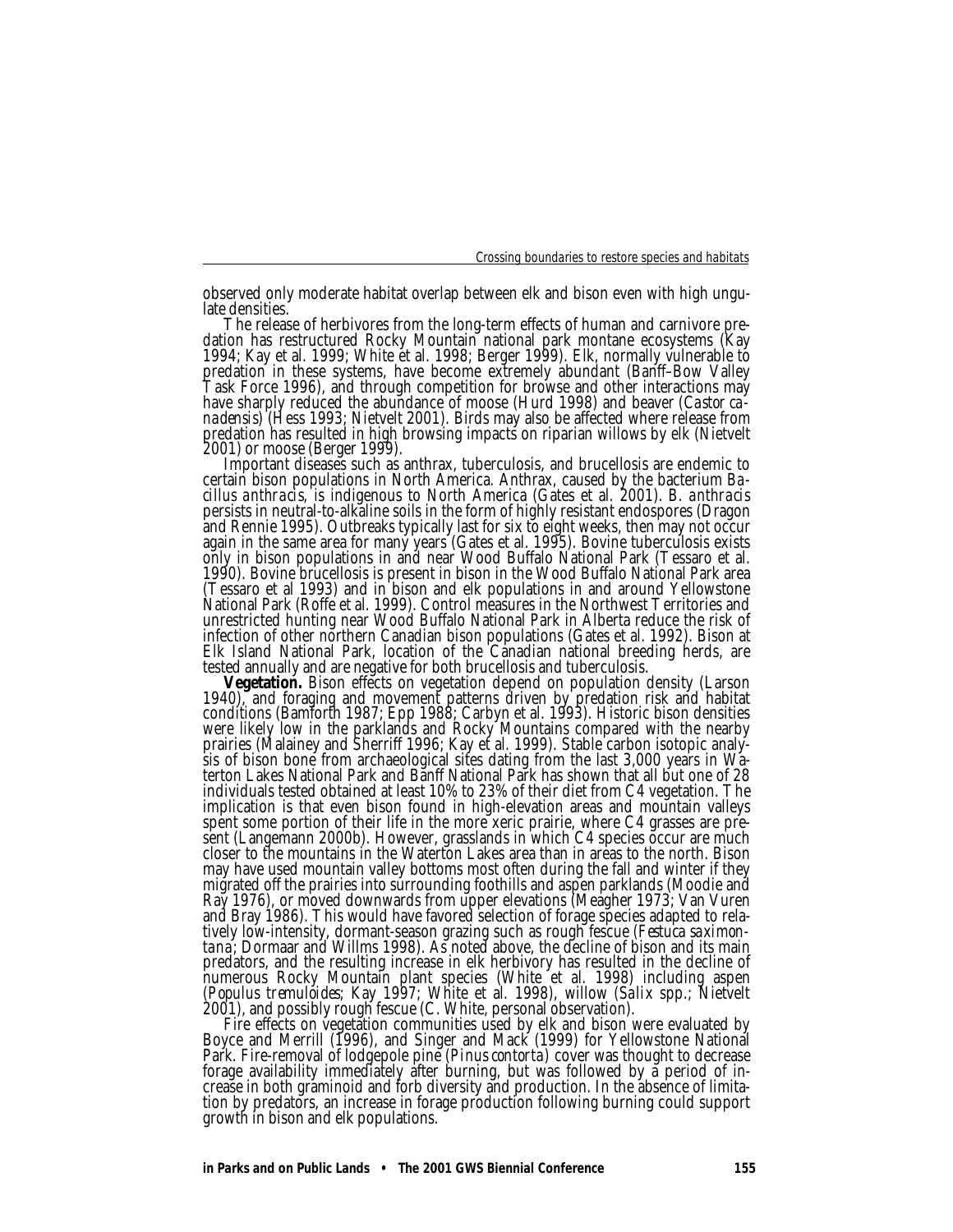observed only moderate habitat overlap between elk and bison even with high ungulate densities.

The release of herbivores from the long-term effects of human and carnivore predation has restructured Rocky Mountain national park montane ecosystems (Kay 1994; Kay et al. 1999; White et al. 1998; Berger 1999). Elk, normally vulnerable to predation in these systems, have become extremely abundant (Banff–Bow Valley Task Force 1996), and through competition for browse and other interactions may have sharply reduced the abundance of moose (Hurd 1998) and beaver (*Castor canadensis*) (Hess 1993; Nietvelt 2001). Birds may also be affected where release from predation has resulted in high browsing impacts on riparian willows by elk (Nietvelt 2001) or moose (Berger 1999).

Important diseases such as anthrax, tuberculosis, and brucellosis are endemic to certain bison populations in North America. Anthrax, caused by the bacterium *Bacillus anthracis*, is indigenous to North America (Gates et al. 2001). *B. anthracis* persists in neutral-to-alkaline soils in the form of highly resistant endospores (Dragon and Rennie 1995). Outbreaks typically last for six to eight weeks, then may not occur again in the same area for many years (Gates et al. 1995). Bovine tuberculosis exists only in bison populations in and near Wood Buffalo National Park (Tessaro et al. 1990). Bovine brucellosis is present in bison in the Wood Buffalo National Park area (Tessaro et al 1993) and in bison and elk populations in and around Yellowstone National Park (Roffe et al. 1999). Control measures in the Northwest Territories and unrestricted hunting near Wood Buffalo National Park in Alberta reduce the risk of infection of other northern Canadian bison populations (Gates et al. 1992). Bison at Elk Island National Park, location of the Canadian national breeding herds, are tested annually and are negative for both brucellosis and tuberculosis.

**Vegetation.** Bison effects on vegetation depend on population density (Larson 1940), and foraging and movement patterns driven by predation risk and habitat conditions (Bamforth 1987; Epp 1988; Carbyn et al. 1993). Historic bison densities were likely low in the parklands and Rocky Mountains compared with the nearby prairies (Malainey and Sherriff 1996; Kay et al. 1999). Stable carbon isotopic analysis of bison bone from archaeological sites dating from the last 3,000 years in Waterton Lakes National Park and Banff National Park has shown that all but one of 28 individuals tested obtained at least 10% to 23% of their diet from C4 vegetation. The implication is that even bison found in high-elevation areas and mountain valleys spent some portion of their life in the more xeric prairie, where C4 grasses are present (Langemann 2000b). However, grasslands in which C4 species occur are much closer to the mountains in the Waterton Lakes area than in areas to the north. Bison may have used mountain valley bottoms most often during the fall and winter if they migrated off the prairies into surrounding foothills and aspen parklands (Moodie and Ray 1976), or moved downwards from upper elevations (Meagher 1973; Van Vuren and Bray 1986). This would have favored selection of forage species adapted to relatively low-intensity, dormant-season grazing such as rough fescue (*Festuca saximontana*; Dormaar and Willms 1998). As noted above, the decline of bison and its main predators, and the resulting increase in elk herbivory has resulted in the decline of numerous Rocky Mountain plant species (White et al. 1998) including aspen (*Populus tremuloides*; Kay 1997; White et al. 1998), willow (*Salix* spp.; Nietvelt 2001), and possibly rough fescue (C. White, personal observation).

Fire effects on vegetation communities used by elk and bison were evaluated by Boyce and Merrill (1996), and Singer and Mack (1999) for Yellowstone National Park. Fire-removal of lodgepole pine (*Pinus contorta*) cover was thought to decrease forage availability immediately after burning, but was followed by a period of increase in both graminoid and forb diversity and production. In the absence of limitation by predators, an increase in forage production following burning could support growth in bison and elk populations.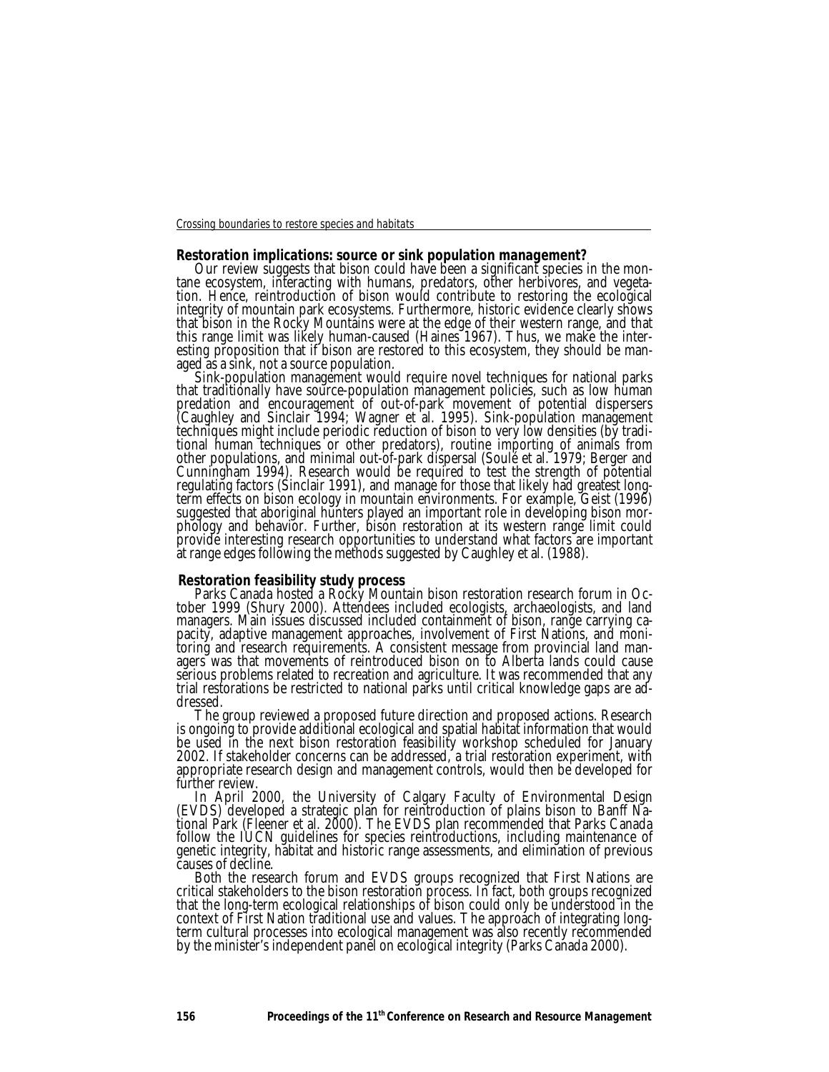## Restoration implications: source or sink population management?

Our review suggests that bison could have been a significant species in the montane ecosystem, interacting with humans, predators, other herbivores, and vegetation. Hence, reintroduction of bison would contribute to restoring the ecological integrity of mountain park ecosystems. Furthermore, historic evidence clearly shows that bison in the Rocky Mountains were at the edge of their western range, and that this range limit was likely human-caused (Haines 1967). Thus, we make the interesting proposition that if bison are restored to this ecosystem, they should be managed as a sink, not a source population.

Sink-population management would require novel techniques for national parks that traditionally have source-population management policies, such as low human predation and encouragement of out-of-park movement of potential dispersers (Caughley and Sinclair 1994; Wagner et al. 1995). Sink-population management techniques might include periodic reduction of bison to very low densities (by traditional human techniques or other predators), routine importing of animals from other populations, and minimal out-of-park dispersal (Soulé et al. 1979; Berger and Cunningham 1994). Research would be required to test the strength of potential regulating factors (Sinclair 1991), and manage for those that likely had greatest long-term effects on bison ecology in mountain environments. For example, Geist (1996) suggested that aboriginal hunters played an important role in developing bison morphology and behavior. Further, bison restoration at its western range limit could provide interesting research opportunities to understand what factors are important at range edges following the methods suggested by Caughley et al. (1988).

## Restoration feasibility study process

Parks Canada hosted a Rocky Mountain bison restoration research forum in October 1999 (Shury 2000). Attendees included ecologists, archaeologists, and land managers. Main issues discussed included containment of bison, range carrying capacity, adaptive management approaches, involvement of First Nations, and monitoring and research requirements. A consistent message from provincial land managers was that movements of reintroduced bison on to Alberta lands could cause serious problems related to recreation and agriculture. It was recommended that any trial restorations be restricted to national parks until critical knowledge gaps are addressed.

The group reviewed a proposed future direction and proposed actions. Research is ongoing to provide additional ecological and spatial habitat information that would be used in the next bison restoration feasibility workshop scheduled for January 2002. If stakeholder concerns can be addressed, a trial restoration experiment, with appropriate research design and management controls, would then be developed for further review.

In April 2000, the University of Calgary Faculty of Environmental Design (EVDS) developed a strategic plan for reintroduction of plains bison to Banff National Park (Fleener et al. 2000). The EVDS plan recommended that Parks Canada follow the IUCN guidelines for species reintroductions, including maintenance of genetic integrity, habitat and historic range assessments, and elimination of previous causes of decline.

Both the research forum and EVDS groups recognized that First Nations are critical stakeholders to the bison restoration process. In fact, both groups recognized that the long-term ecological relationships of bison could only be understood in the context of First Nation traditional use and values. The approach of integrating long-term cultural processes into ecological management was also recently recommended by the minister's independent panel on ecological integrity (Parks Canada 2000).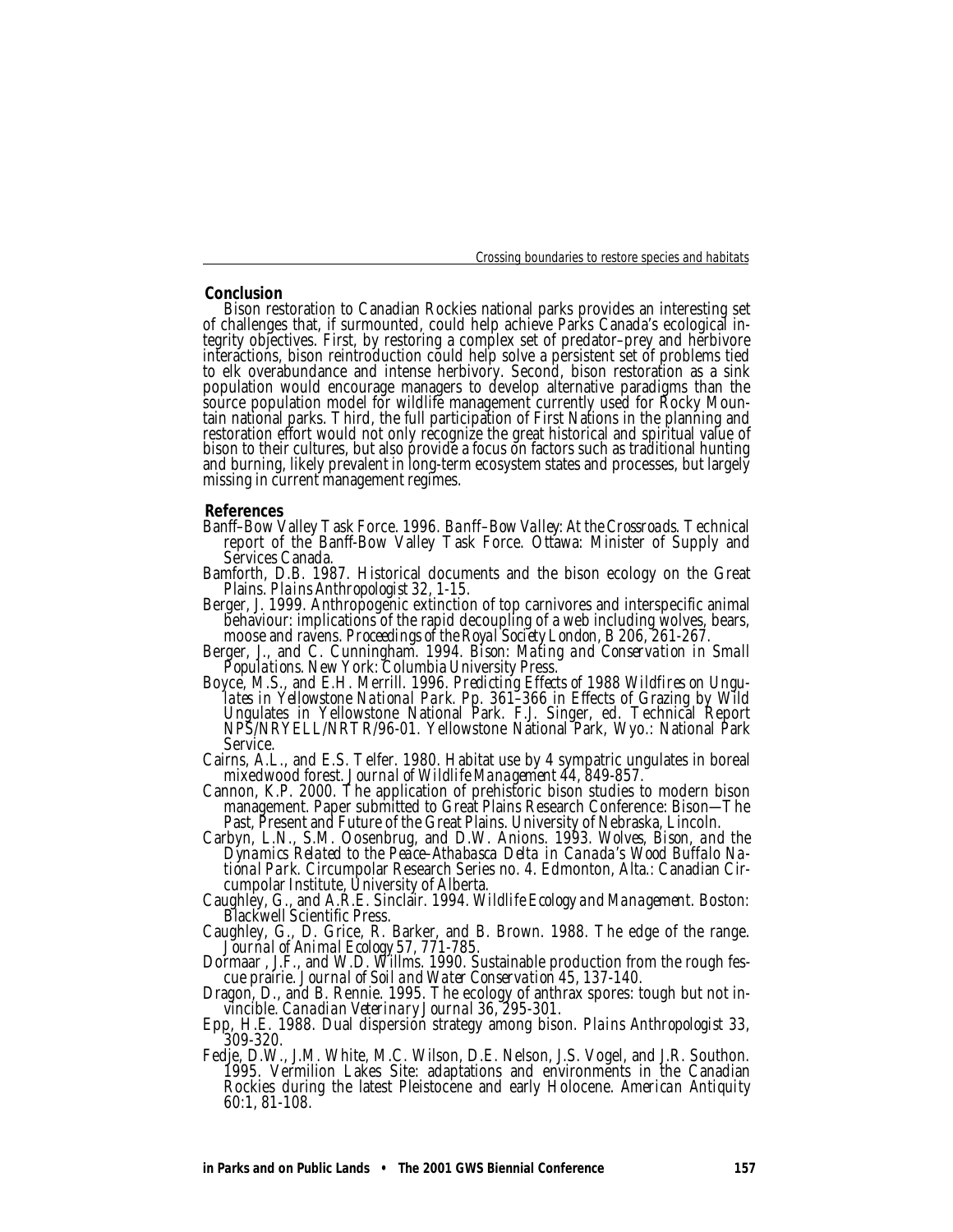## Conclusion

Bison restoration to Canadian Rockies national parks provides an interesting set of challenges that, if surmounted, could help achieve Parks Canada's ecological integrity objectives. First, by restoring a complex set of predator–prey and herbivore interactions, bison reintroduction could help solve a persistent set of problems tied to elk overabundance and intense herbivory. Second, bison restoration as a sink population would encourage managers to develop alternative paradigms than the source population model for wildlife management currently used for Rocky Mountain national parks. Third, the full participation of First Nations in the planning and restoration effort would not only recognize the great historical and spiritual value of bison to their cultures, but also provide a focus on factors such as traditional hunting and burning, likely prevalent in long-term ecosystem states and processes, but largely missing in current management regimes.

## References

Banff–Bow Valley Task Force. 1996. *Banff–Bow Valley: At the Crossroads.* Technical report of the Banff-Bow Valley Task Force. Ottawa: Minister of Supply and Services Canada.

Bamforth, D.B. 1987. Historical documents and the bison ecology on the Great Plains. *Plains Anthropologist* 32, 1-15.

Berger, J. 1999. Anthropogenic extinction of top carnivores and interspecific animal behaviour: implications of the rapid decoupling of a web including wolves, bears, moose and ravens. *Proceedings of the Royal Society London, B* 206, 261-267.

Berger, J., and C. Cunningham. 1994. *Bison: Mating and Conservation in Small Populations.* New York: Columbia University Press.

Boyce, M.S., and E.H. Merrill. 1996. *Predicting Effects of 1988 Wildfires on Ungulates in Yellowstone National Park.* Pp. 361–366 in Effects of Grazing by Wild Ungulates in Yellowstone National Park. F.J. Singer, ed. Technical Report NPS/NRYELL/NRTR/96-01. Yellowstone National Park, Wyo.: National Park Service.

Cairns, A.L., and E.S. Telfer. 1980. Habitat use by 4 sympatric ungulates in boreal mixedwood forest. *Journal of Wildlife Management* 44, 849-857.

Cannon, K.P. 2000. The application of prehistoric bison studies to modern bison management. Paper submitted to Great Plains Research Conference: Bison—The Past, Present and Future of the Great Plains. University of Nebraska, Lincoln.

Carbyn, L.N., S.M. Oosenbrug, and D.W. Anions. 1993. *Wolves, Bison, and the Dynamics Related to the Peace–Athabasca Delta in Canada's Wood Buffalo National Park.* Circumpolar Research Series no. 4. Edmonton, Alta.: Canadian Circumpolar Institute, University of Alberta.

Caughley, G., and A.R.E. Sinclair. 1994. *Wildlife Ecology and Management.* Boston: Blackwell Scientific Press.

Caughley, G., D. Grice, R. Barker, and B. Brown. 1988. The edge of the range. *Journal of Animal Ecology* 57, 771-785.

Dormaar , J.F., and W.D. Willms. 1990. Sustainable production from the rough fescue prairie. *Journal of Soil and Water Conservation* 45, 137-140.

Dragon, D., and B. Rennie. 1995. The ecology of anthrax spores: tough but not invincible. *Canadian Veterinary Journal* 36, 295-301.

Epp, H.E. 1988. Dual dispersion strategy among bison. *Plains Anthropologist* 33, 309-320.

Fedje, D.W., J.M. White, M.C. Wilson, D.E. Nelson, J.S. Vogel, and J.R. Southon. 1995. Vermilion Lakes Site: adaptations and environments in the Canadian Rockies during the latest Pleistocene and early Holocene. *American Antiquity* 60:1, 81-108.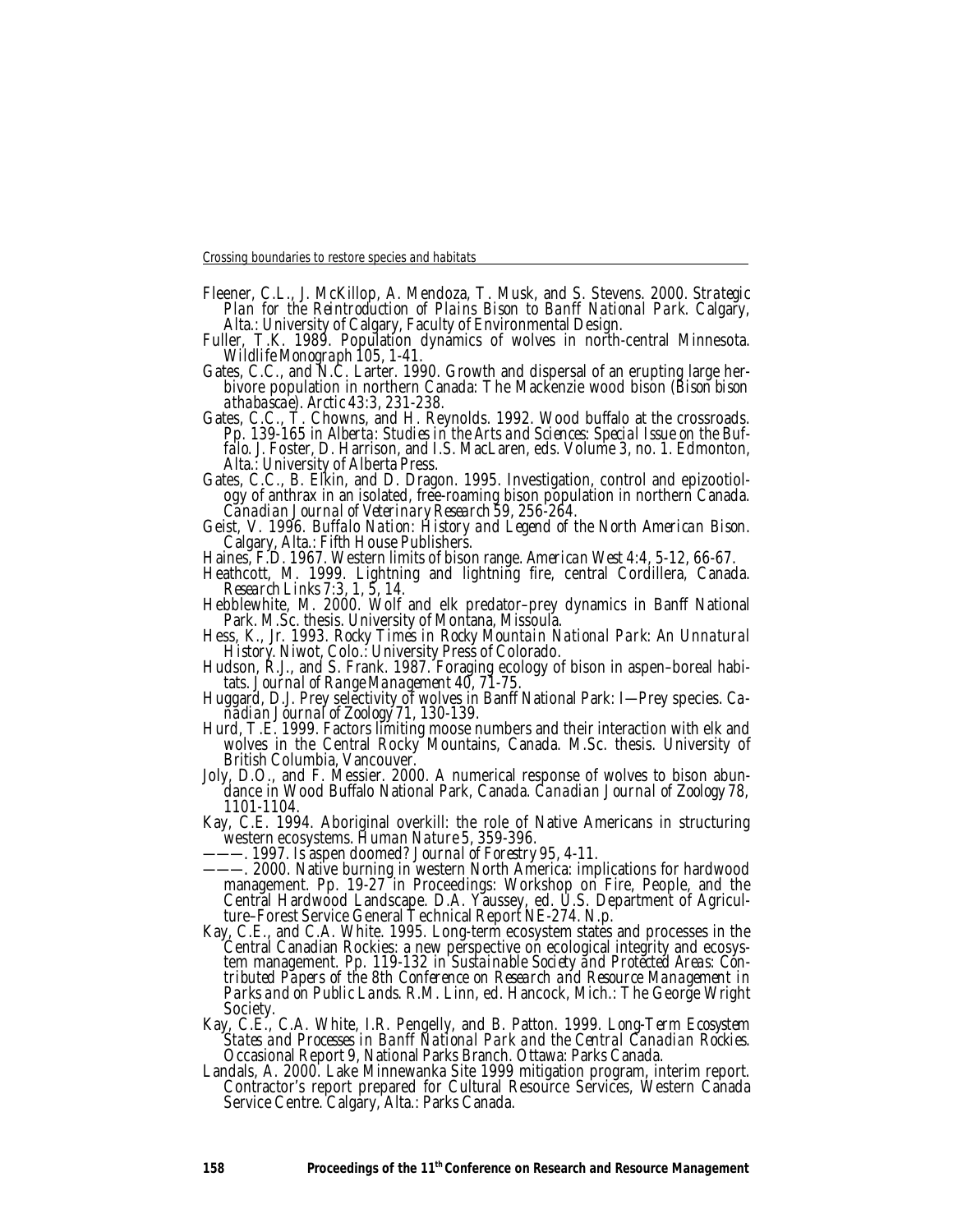Fleener, C.L., J. McKillop, A. Mendoza, T. Musk, and S. Stevens. 2000. *Strategic Plan for the Reintroduction of Plains Bison to Banff National Park*. Calgary, Alta.: University of Calgary, Faculty of Environmental Design.

Fuller, T.K. 1989. Population dynamics of wolves in north-central Minnesota. *Wildlife Monograph* 105, 1-41.

Gates, C.C., and N.C. Larter. 1990. Growth and dispersal of an erupting large herbivore population in northern Canada: The Mackenzie wood bison (*Bison bison athabascae*). *Arctic* 43:3, 231-238.

Gates, C.C., T. Chowns, and H. Reynolds. 1992. Wood buffalo at the crossroads. Pp. 139-165 in *Alberta: Studies in the Arts and Sciences: Special Issue on the Buffalo*. J. Foster, D. Harrison, and I.S. MacLaren, eds. Volume 3, no. 1. Edmonton, Alta.: University of Alberta Press.

Gates, C.C., B. Elkin, and D. Dragon. 1995. Investigation, control and epizootiology of anthrax in an isolated, free-roaming bison population in northern Canada. *Canadian Journal of Veterinary Research* 59, 256-264.

Geist, V. 1996. *Buffalo Nation: History and Legend of the North American Bison*. Calgary, Alta.: Fifth House Publishers.

Haines, F.D. 1967. Western limits of bison range. *American West* 4:4, 5-12, 66-67.

Heathcott, M. 1999. Lightning and lightning fire, central Cordillera, Canada. *Research Links* 7:3, 1, 5, 14.

Hebblewhite, M. 2000. Wolf and elk predator–prey dynamics in Banff National Park. M.Sc. thesis. University of Montana, Missoula.

Hess, K., Jr. 1993. *Rocky Times in Rocky Mountain National Park: An Unnatural History*. Niwot, Colo.: University Press of Colorado.

Hudson, R.J., and S. Frank. 1987. Foraging ecology of bison in aspen–boreal habitats. *Journal of Range Management* 40, 71-75.

Huggard, D.J. Prey selectivity of wolves in Banff National Park: I—Prey species. *Canadian Journal of Zoology* 71, 130-139.

Hurd, T.E. 1999. Factors limiting moose numbers and their interaction with elk and wolves in the Central Rocky Mountains, Canada. M.Sc. thesis. University of British Columbia, Vancouver.

Joly, D.O., and F. Messier. 2000. A numerical response of wolves to bison abundance in Wood Buffalo National Park, Canada. *Canadian Journal of Zoology* 78, 1101-1104.

Kay, C.E. 1994. Aboriginal overkill: the role of Native Americans in structuring western ecosystems. *Human Nature* 5, 359-396.

———. 1997. Is aspen doomed? *Journal of Forestry* 95, 4-11.

———. 2000. Native burning in western North America: implications for hardwood management. Pp. 19-27 in Proceedings: Workshop on Fire, People, and the Central Hardwood Landscape. D.A. Yaussey, ed. U.S. Department of Agriculture–Forest Service General Technical Report NE-274. N.p.

Kay, C.E., and C.A. White. 1995. Long-term ecosystem states and processes in the Central Canadian Rockies: a new perspective on ecological integrity and ecosystem management. Pp. 119-132 in *Sustainable Society and Protected Areas: Contributed Papers of the 8th Conference on Research and Resource Management in Parks and on Public Lands*. R.M. Linn, ed. Hancock, Mich.: The George Wright Society.

Kay, C.E., C.A. White, I.R. Pengelly, and B. Patton. 1999. *Long-Term Ecosystem States and Processes in Banff National Park and the Central Canadian Rockies*. Occasional Report 9, National Parks Branch. Ottawa: Parks Canada.

Landals, A. 2000. Lake Minnewanka Site 1999 mitigation program, interim report. Contractor's report prepared for Cultural Resource Services, Western Canada Service Centre. Calgary, Alta.: Parks Canada.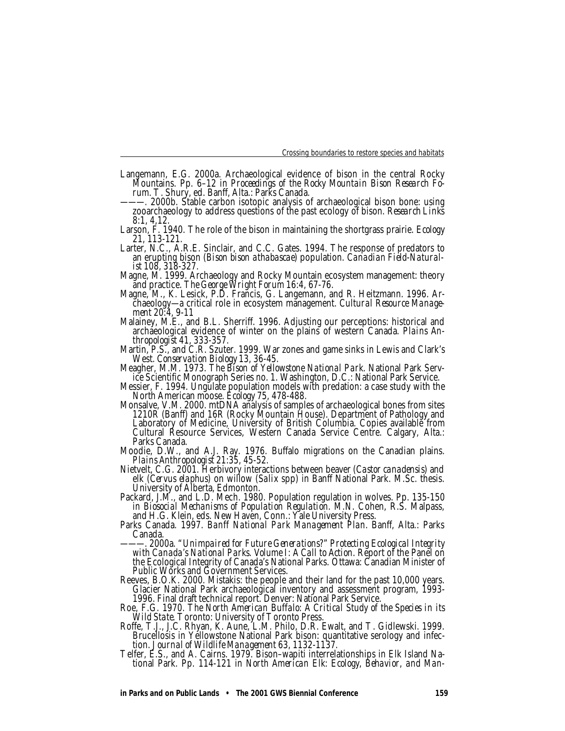Langemann, E.G. 2000a. Archaeological evidence of bison in the central Rocky Mountains. Pp. 6–12 in *Proceedings of the Rocky Mountain Bison Research Forum.* T. Shury, ed. Banff, Alta.: Parks Canada.

———. 2000b. Stable carbon isotopic analysis of archaeological bison bone: using zooarchaeology to address questions of the past ecology of bison. *Research Links* 8:1, 4,12.

Larson, F. 1940. The role of the bison in maintaining the shortgrass prairie. *Ecology* 21, 113-121.

Larter, N.C., A.R.E. Sinclair, and C.C. Gates. 1994. The response of predators to an erupting bison (*Bison bison athabascae*) population. *Canadian Field-Naturalist* 108, 318-327.

Magne, M. 1999. Archaeology and Rocky Mountain ecosystem management: theory and practice. *The George Wright Forum* 16:4, 67-76.

Magne, M., K. Lesick, P.D. Francis, G. Langemann, and R. Heitzmann. 1996. Archaeology—a critical role in ecosystem management. *Cultural Resource Management* 20:4, 9-11

Malainey, M.E., and B.L. Sherriff. 1996. Adjusting our perceptions: historical and archaeological evidence of winter on the plains of western Canada. *Plains Anthropologist* 41, 333-357.

Martin, P.S., and C.R. Szuter. 1999. War zones and game sinks in Lewis and Clark's West. *Conservation Biology* 13, 36-45.

Meagher, M.M. 1973. *The Bison of Yellowstone National Park.* National Park Service Scientific Monograph Series no. 1. Washington, D.C.: National Park Service.

Messier, F. 1994. Ungulate population models with predation: a case study with the North American moose. *Ecology* 75, 478-488.

Monsalve, V.M. 2000. mtDNA analysis of samples of archaeological bones from sites 1210R (Banff) and 16R (Rocky Mountain House). Department of Pathology and Laboratory of Medicine, University of British Columbia. Copies available from Cultural Resource Services, Western Canada Service Centre. Calgary, Alta.: Parks Canada.

Moodie, D.W., and A.J. Ray. 1976. Buffalo migrations on the Canadian plains. *Plains Anthropologist* 21:35, 45-52.

Nietvelt, C.G. 2001. Herbivory interactions between beaver (*Castor canadensis*) and elk (*Cervus elaphus*) on willow (*Salix* spp) in Banff National Park. M.Sc. thesis. University of Alberta, Edmonton.

Packard, J.M., and L.D. Mech. 1980. Population regulation in wolves. Pp. 135-150 in *Biosocial Mechanisms of Population Regulation.* M.N. Cohen, R.S. Malpass, and H.G. Klein, eds. New Haven, Conn.: Yale University Press.

Parks Canada. 1997. *Banff National Park Management Plan.* Banff, Alta.: Parks Canada.

———. 2000a. *"Unimpaired for Future Generations?" Protecting Ecological Integrity with Canada's National Parks. Volume I: A Call to Action.* Report of the Panel on the Ecological Integrity of Canada's National Parks. Ottawa: Canadian Minister of Public Works and Government Services.

Reeves, B.O.K. 2000. Mistakis: the people and their land for the past 10,000 years. Glacier National Park archaeological inventory and assessment program, 1993-1996. Final draft technical report. Denver: National Park Service.

Roe, F.G. 1970. *The North American Buffalo: A Critical Study of the Species in its Wild State.* Toronto: University of Toronto Press.

Roffe, T.J., J.C. Rhyan, K. Aune, L.M. Philo, D.R. Ewalt, and T. Gidlewski. 1999. Brucellosis in Yellowstone National Park bison: quantitative serology and infection. *Journal of Wildlife Management* 63, 1132-1137.

Telfer, E.S., and A. Cairns. 1979. Bison–wapiti interrelationships in Elk Island National Park. Pp. 114-121 in *North American Elk: Ecology, Behavior, and Man-*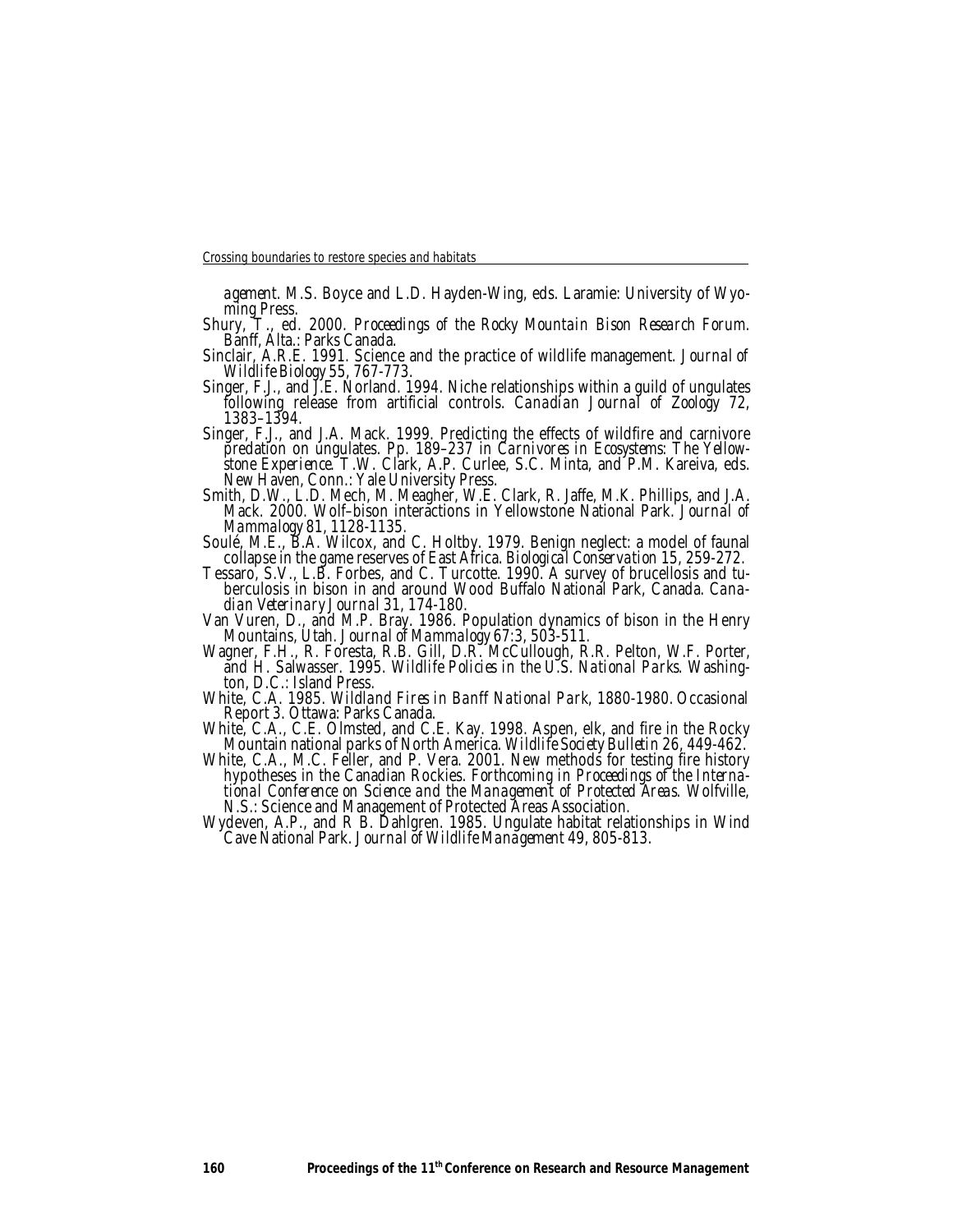*agement*. M.S. Boyce and L.D. Hayden-Wing, eds. Laramie: University of Wyoming Press.

Shury, T., ed. 2000. *Proceedings of the Rocky Mountain Bison Research Forum*. Banff, Alta.: Parks Canada.

Sinclair, A.R.E. 1991. Science and the practice of wildlife management. *Journal of Wildlife Biology* 55, 767-773.

Singer, F.J., and J.E. Norland. 1994. Niche relationships within a guild of ungulates following release from artificial controls. *Canadian Journal of Zoology* 72, 1383–1394.

Singer, F.J., and J.A. Mack. 1999. Predicting the effects of wildfire and carnivore predation on ungulates. Pp. 189–237 in *Carnivores in Ecosystems: The Yellowstone Experience.* T.W. Clark, A.P. Curlee, S.C. Minta, and P.M. Kareiva, eds. New Haven, Conn.: Yale University Press.

Smith, D.W., L.D. Mech, M. Meagher, W.E. Clark, R. Jaffe, M.K. Phillips, and J.A. Mack. 2000. Wolf–bison interactions in Yellowstone National Park. *Journal of Mammalogy* 81, 1128-1135.

Soulé, M.E., B.A. Wilcox, and C. Holtby. 1979. Benign neglect: a model of faunal collapse in the game reserves of East Africa. *Biological Conservation* 15, 259-272.

Tessaro, S.V., L.B. Forbes, and C. Turcotte. 1990. A survey of brucellosis and tuberculosis in bison in and around Wood Buffalo National Park, Canada. *Canadian Veterinary Journal* 31, 174-180.

Van Vuren, D., and M.P. Bray. 1986. Population dynamics of bison in the Henry Mountains, Utah. *Journal of Mammalogy* 67:3, 503-511.

Wagner, F.H., R. Foresta, R.B. Gill, D.R. McCullough, R.R. Pelton, W.F. Porter, and H. Salwasser. 1995. *Wildlife Policies in the U.S. National Parks*. Washington, D.C.: Island Press.

White, C.A. 1985. *Wildland Fires in Banff National Park, 1880-1980*. Occasional Report 3. Ottawa: Parks Canada.

White, C.A., C.E. Olmsted, and C.E. Kay. 1998. Aspen, elk, and fire in the Rocky Mountain national parks of North America. *Wildlife Society Bulletin* 26, 449-462.

White, C.A., M.C. Feller, and P. Vera. 2001. New methods for testing fire history hypotheses in the Canadian Rockies. *Forthcoming in Proceedings of the International Conference on Science and the Management of Protected Areas*. Wolfville, N.S.: Science and Management of Protected Areas Association.

Wydeven, A.P., and R B. Dahlgren. 1985. Ungulate habitat relationships in Wind Cave National Park. *Journal of Wildlife Management* 49, 805-813.